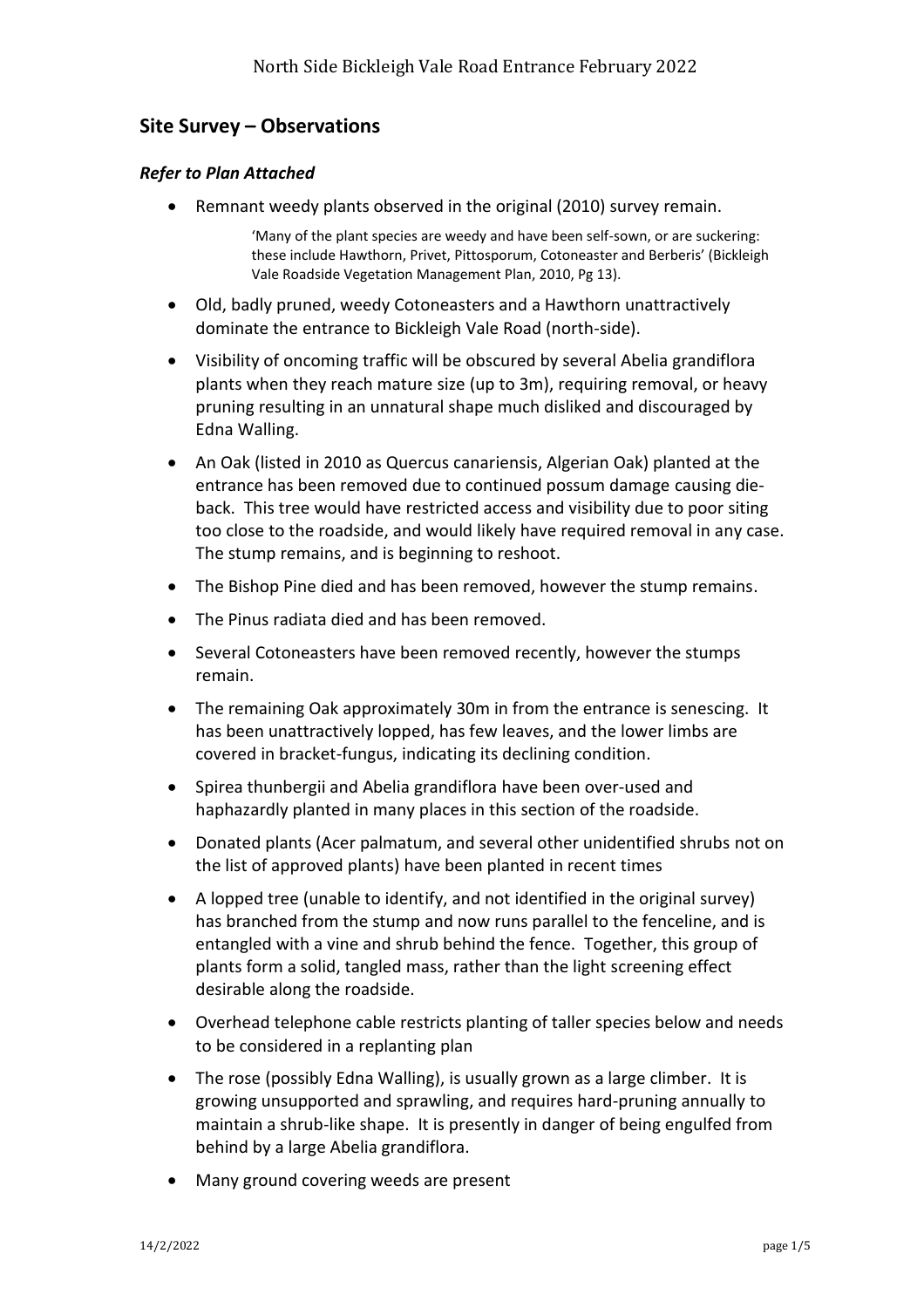North Side Bickleigh Vale Road Entrance February 2022

## Site Survey – Observations

### *Refer to Plan Attached*

- Remnant weedy plants observed in the original (2010) survey remain.

  > 'Many of the plant species are weedy and have been self-sown, or are suckering: these include Hawthorn, Privet, Pittosporum, Cotoneaster and Berberis' (Bickleigh Vale Roadside Vegetation Management Plan, 2010, Pg 13).

- Old, badly pruned, weedy Cotoneasters and a Hawthorn unattractively dominate the entrance to Bickleigh Vale Road (north-side).
- Visibility of oncoming traffic will be obscured by several Abelia grandiflora plants when they reach mature size (up to 3m), requiring removal, or heavy pruning resulting in an unnatural shape much disliked and discouraged by Edna Walling.
- An Oak (listed in 2010 as Quercus canariensis, Algerian Oak) planted at the entrance has been removed due to continued possum damage causing die-back. This tree would have restricted access and visibility due to poor siting too close to the roadside, and would likely have required removal in any case. The stump remains, and is beginning to reshoot.
- The Bishop Pine died and has been removed, however the stump remains.
- The Pinus radiata died and has been removed.
- Several Cotoneasters have been removed recently, however the stumps remain.
- The remaining Oak approximately 30m in from the entrance is senescing. It has been unattractively lopped, has few leaves, and the lower limbs are covered in bracket-fungus, indicating its declining condition.
- Spirea thunbergii and Abelia grandiflora have been over-used and haphazardly planted in many places in this section of the roadside.
- Donated plants (Acer palmatum, and several other unidentified shrubs not on the list of approved plants) have been planted in recent times
- A lopped tree (unable to identify, and not identified in the original survey) has branched from the stump and now runs parallel to the fenceline, and is entangled with a vine and shrub behind the fence. Together, this group of plants form a solid, tangled mass, rather than the light screening effect desirable along the roadside.
- Overhead telephone cable restricts planting of taller species below and needs to be considered in a replanting plan
- The rose (possibly Edna Walling), is usually grown as a large climber. It is growing unsupported and sprawling, and requires hard-pruning annually to maintain a shrub-like shape. It is presently in danger of being engulfed from behind by a large Abelia grandiflora.
- Many ground covering weeds are present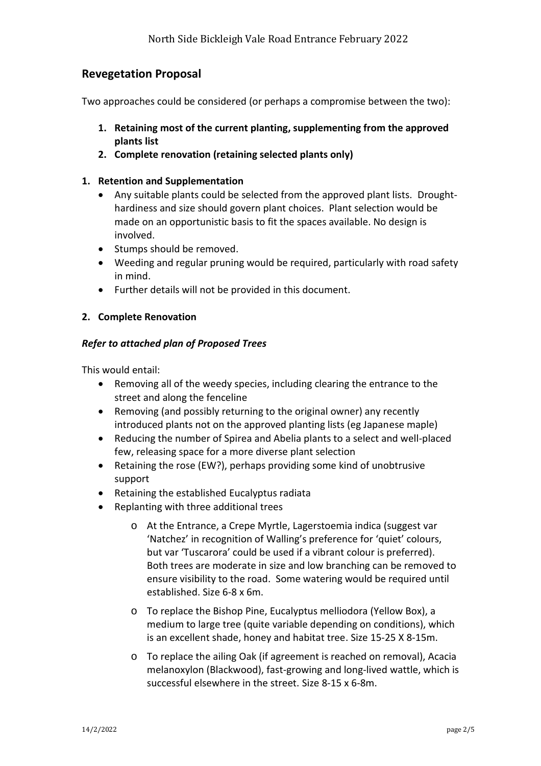## Revegetation Proposal

Two approaches could be considered (or perhaps a compromise between the two):

1. **Retaining most of the current planting, supplementing from the approved plants list**
2. **Complete renovation (retaining selected plants only)**

### 1. Retention and Supplementation

- Any suitable plants could be selected from the approved plant lists. Drought-hardiness and size should govern plant choices. Plant selection would be made on an opportunistic basis to fit the spaces available. No design is involved.
- Stumps should be removed.
- Weeding and regular pruning would be required, particularly with road safety in mind.
- Further details will not be provided in this document.

### 2. Complete Renovation

***Refer to attached plan of Proposed Trees***

This would entail:

- Removing all of the weedy species, including clearing the entrance to the street and along the fenceline
- Removing (and possibly returning to the original owner) any recently introduced plants not on the approved planting lists (eg Japanese maple)
- Reducing the number of Spirea and Abelia plants to a select and well-placed few, releasing space for a more diverse plant selection
- Retaining the rose (EW?), perhaps providing some kind of unobtrusive support
- Retaining the established Eucalyptus radiata
- Replanting with three additional trees
  - At the Entrance, a Crepe Myrtle, Lagerstoemia indica (suggest var 'Natchez' in recognition of Walling's preference for 'quiet' colours, but var 'Tuscarora' could be used if a vibrant colour is preferred). Both trees are moderate in size and low branching can be removed to ensure visibility to the road. Some watering would be required until established. Size 6-8 x 6m.
  - To replace the Bishop Pine, Eucalyptus melliodora (Yellow Box), a medium to large tree (quite variable depending on conditions), which is an excellent shade, honey and habitat tree. Size 15-25 X 8-15m.
  - To replace the ailing Oak (if agreement is reached on removal), Acacia melanoxylon (Blackwood), fast-growing and long-lived wattle, which is successful elsewhere in the street. Size 8-15 x 6-8m.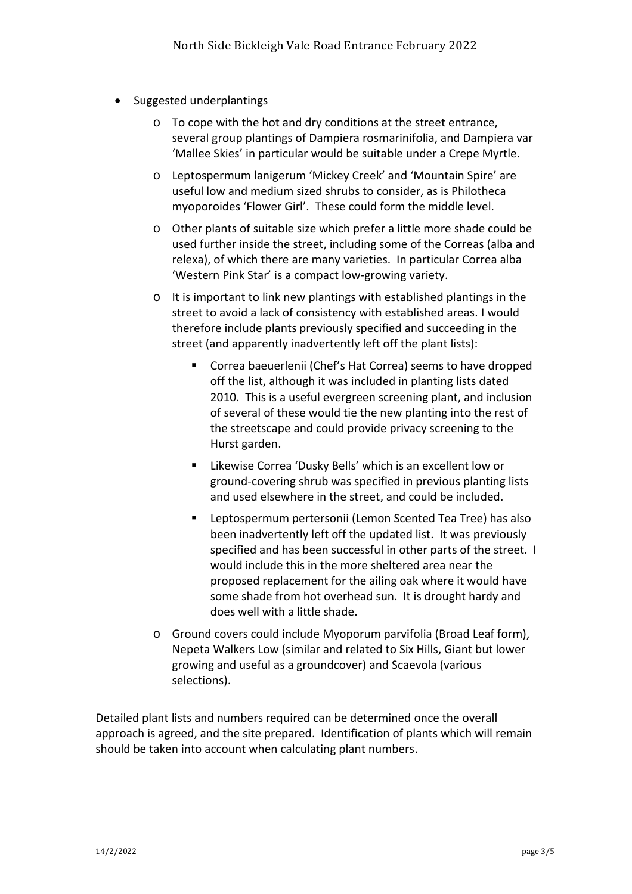- Suggested underplantings
  - To cope with the hot and dry conditions at the street entrance, several group plantings of Dampiera rosmarinifolia, and Dampiera var 'Mallee Skies' in particular would be suitable under a Crepe Myrtle.
  - Leptospermum lanigerum 'Mickey Creek' and 'Mountain Spire' are useful low and medium sized shrubs to consider, as is Philotheca myoporoides 'Flower Girl'. These could form the middle level.
  - Other plants of suitable size which prefer a little more shade could be used further inside the street, including some of the Correas (alba and relexa), of which there are many varieties. In particular Correa alba 'Western Pink Star' is a compact low-growing variety.
  - It is important to link new plantings with established plantings in the street to avoid a lack of consistency with established areas. I would therefore include plants previously specified and succeeding in the street (and apparently inadvertently left off the plant lists):
    - Correa baeuerlenii (Chef's Hat Correa) seems to have dropped off the list, although it was included in planting lists dated 2010. This is a useful evergreen screening plant, and inclusion of several of these would tie the new planting into the rest of the streetscape and could provide privacy screening to the Hurst garden.
    - Likewise Correa 'Dusky Bells' which is an excellent low or ground-covering shrub was specified in previous planting lists and used elsewhere in the street, and could be included.
    - Leptospermum pertersonii (Lemon Scented Tea Tree) has also been inadvertently left off the updated list. It was previously specified and has been successful in other parts of the street. I would include this in the more sheltered area near the proposed replacement for the ailing oak where it would have some shade from hot overhead sun. It is drought hardy and does well with a little shade.
  - Ground covers could include Myoporum parvifolia (Broad Leaf form), Nepeta Walkers Low (similar and related to Six Hills, Giant but lower growing and useful as a groundcover) and Scaevola (various selections).

Detailed plant lists and numbers required can be determined once the overall approach is agreed, and the site prepared. Identification of plants which will remain should be taken into account when calculating plant numbers.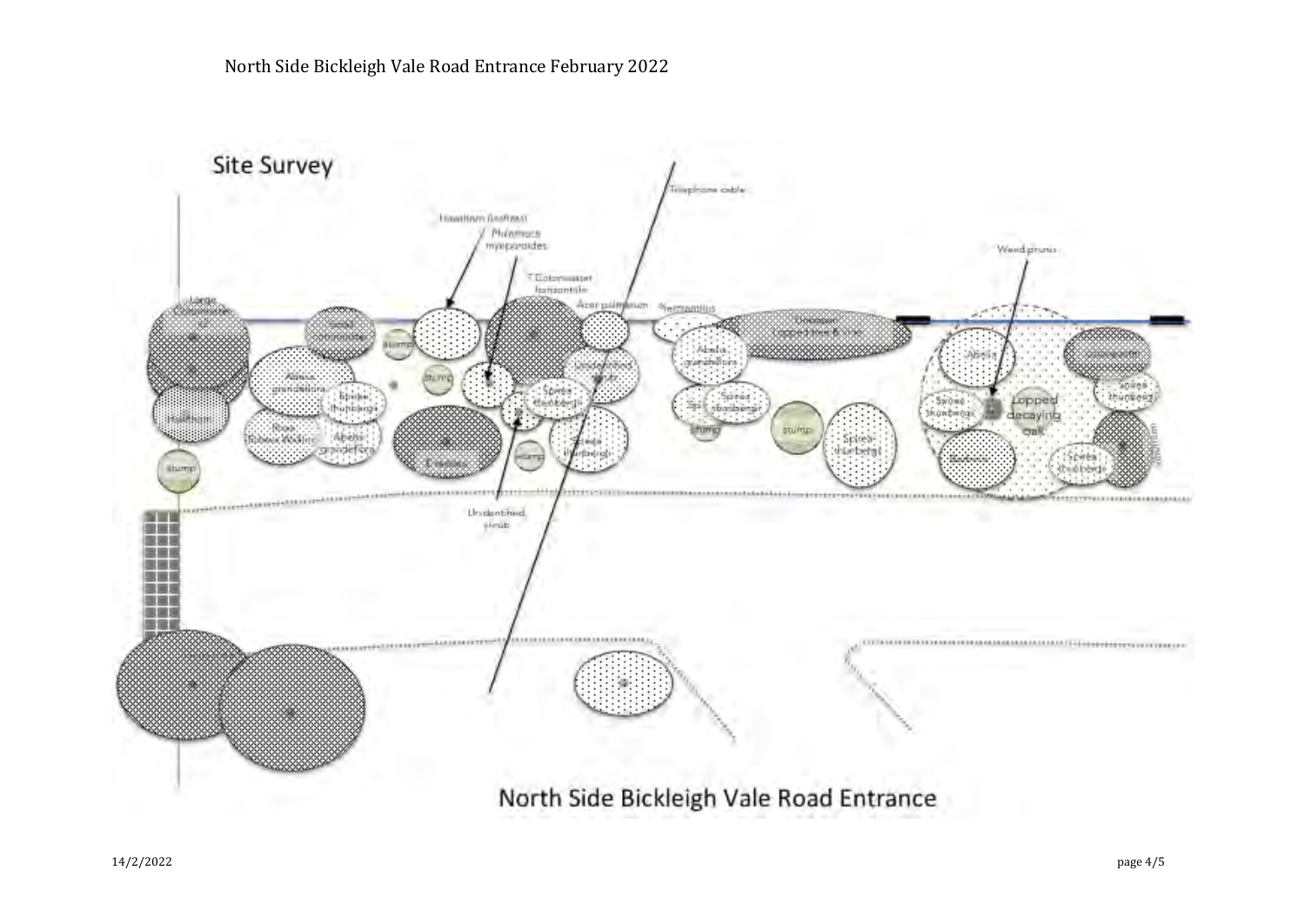North Side Bickleigh Vale Road Entrance February 2022

## Site Survey

Telephone cable

Hawthorn (hatted)

Phlomoca myoporoides

? Cotoneaster horizontalis

Acer palmatum

Pittosporum

Unknown lopped tree & ivy

Weed prunus

Large Cotoneaster

Small cotoneaster

stump

Abelia grandiflora

Spirea thunbergii

Hawthorn

Rose (Rosa Woods)

Abelia grandiflora

stump

stump

Escallonia

stump

Spirea thunbergii

Spirea thunbergii

Abelia grandiflora

Spirea thunbergii

stump

stump

Spirea thunbergii

Abelia

Spirea thunbergii

Lopped decaying oak

Berberis

Cotoneaster

Spirea thunbergii

Spirea thunbergii

Unidentified shrub

North Side Bickleigh Vale Road Entrance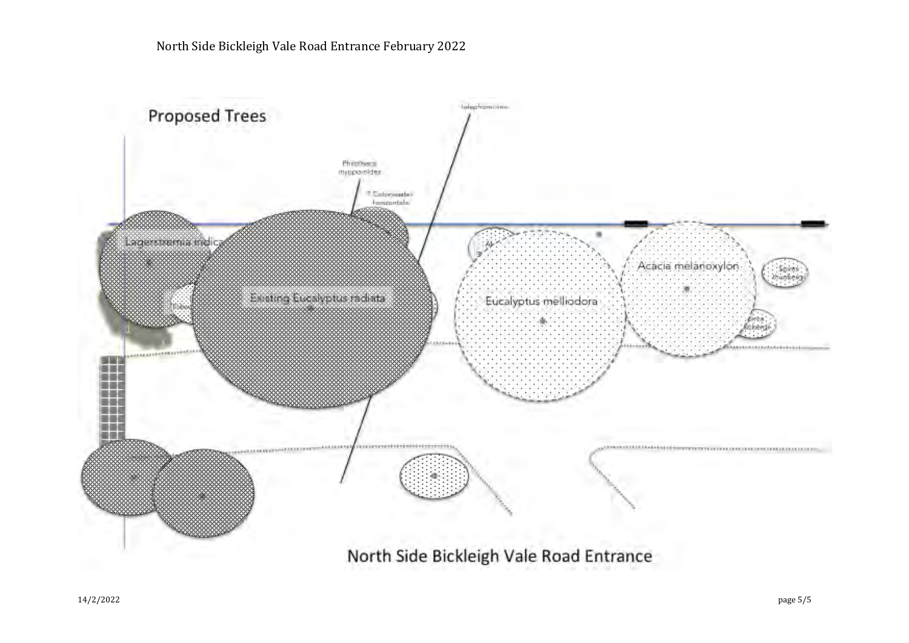North Side Bickleigh Vale Road Entrance February 2022

Proposed Trees

telephone line

Pittosporum myoporoides

? Cotoneaster horizontalis

Lagerstremia indica

Existing Eucalyptus radiata

Eucalyptus melliodora

Acacia melanoxylon

Spirea thunbergii

Spirea thunbergii

North Side Bickleigh Vale Road Entrance

14/2/2022